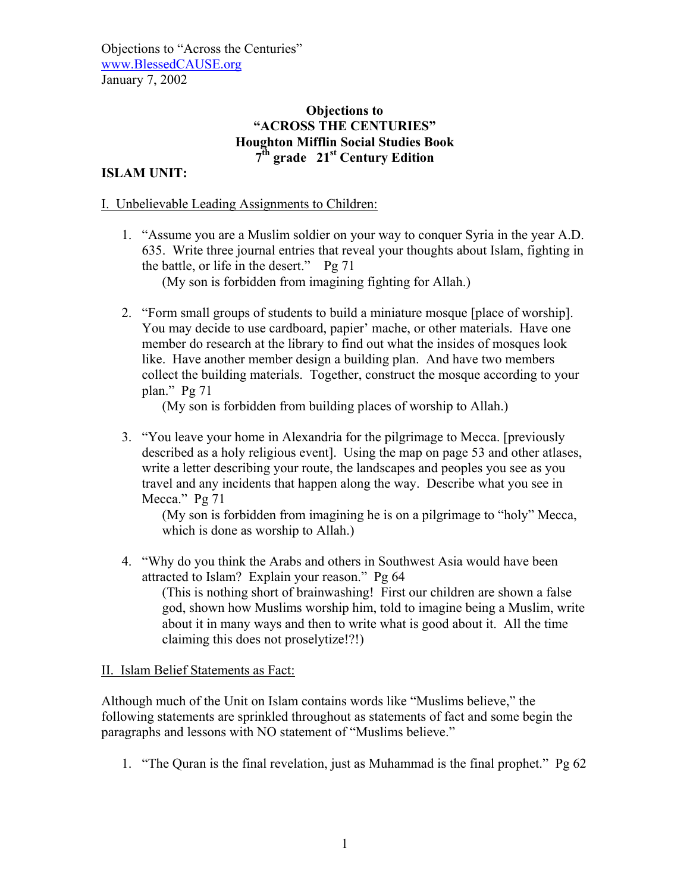Objections to "Across the Centuries"
www.BlessedCAUSE.org
January 7, 2002

# Objections to "ACROSS THE CENTURIES" Houghton Mifflin Social Studies Book 7th grade 21st Century Edition

## ISLAM UNIT:

I. Unbelievable Leading Assignments to Children:

1. "Assume you are a Muslim soldier on your way to conquer Syria in the year A.D. 635. Write three journal entries that reveal your thoughts about Islam, fighting in the battle, or life in the desert." Pg 71

   (My son is forbidden from imagining fighting for Allah.)

2. "Form small groups of students to build a miniature mosque [place of worship]. You may decide to use cardboard, papier' mache, or other materials. Have one member do research at the library to find out what the insides of mosques look like. Have another member design a building plan. And have two members collect the building materials. Together, construct the mosque according to your plan." Pg 71

   (My son is forbidden from building places of worship to Allah.)

3. "You leave your home in Alexandria for the pilgrimage to Mecca. [previously described as a holy religious event]. Using the map on page 53 and other atlases, write a letter describing your route, the landscapes and peoples you see as you travel and any incidents that happen along the way. Describe what you see in Mecca." Pg 71

   (My son is forbidden from imagining he is on a pilgrimage to "holy" Mecca, which is done as worship to Allah.)

4. "Why do you think the Arabs and others in Southwest Asia would have been attracted to Islam? Explain your reason." Pg 64

   (This is nothing short of brainwashing! First our children are shown a false god, shown how Muslims worship him, told to imagine being a Muslim, write about it in many ways and then to write what is good about it. All the time claiming this does not proselytize!?!)

II. Islam Belief Statements as Fact:

Although much of the Unit on Islam contains words like "Muslims believe," the following statements are sprinkled throughout as statements of fact and some begin the paragraphs and lessons with NO statement of "Muslims believe."

1. "The Quran is the final revelation, just as Muhammad is the final prophet." Pg 62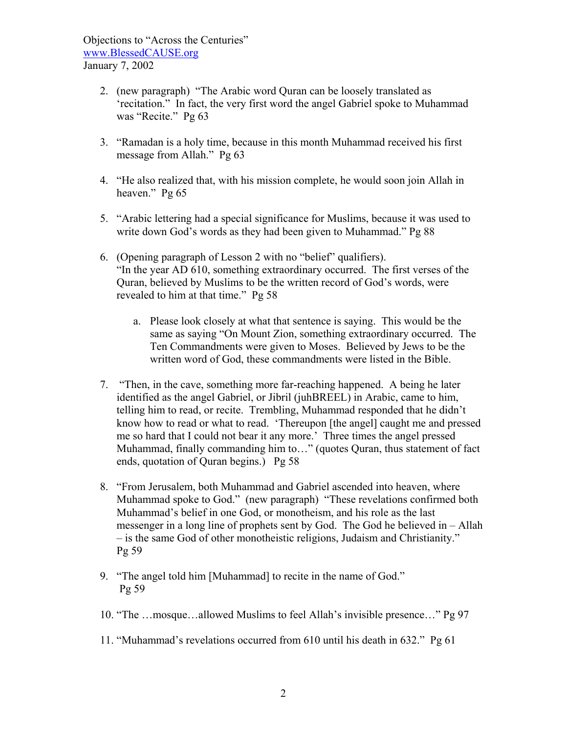Objections to "Across the Centuries"
www.BlessedCAUSE.org
January 7, 2002

2. (new paragraph) "The Arabic word Quran can be loosely translated as 'recitation." In fact, the very first word the angel Gabriel spoke to Muhammad was "Recite." Pg 63

3. "Ramadan is a holy time, because in this month Muhammad received his first message from Allah." Pg 63

4. "He also realized that, with his mission complete, he would soon join Allah in heaven." Pg 65

5. "Arabic lettering had a special significance for Muslims, because it was used to write down God's words as they had been given to Muhammad." Pg 88

6. (Opening paragraph of Lesson 2 with no "belief" qualifiers). "In the year AD 610, something extraordinary occurred. The first verses of the Quran, believed by Muslims to be the written record of God's words, were revealed to him at that time." Pg 58

    a. Please look closely at what that sentence is saying. This would be the same as saying "On Mount Zion, something extraordinary occurred. The Ten Commandments were given to Moses. Believed by Jews to be the written word of God, these commandments were listed in the Bible.

7. "Then, in the cave, something more far-reaching happened. A being he later identified as the angel Gabriel, or Jibril (juhBREEL) in Arabic, came to him, telling him to read, or recite. Trembling, Muhammad responded that he didn't know how to read or what to read. 'Thereupon [the angel] caught me and pressed me so hard that I could not bear it any more.' Three times the angel pressed Muhammad, finally commanding him to…" (quotes Quran, thus statement of fact ends, quotation of Quran begins.) Pg 58

8. "From Jerusalem, both Muhammad and Gabriel ascended into heaven, where Muhammad spoke to God." (new paragraph) "These revelations confirmed both Muhammad's belief in one God, or monotheism, and his role as the last messenger in a long line of prophets sent by God. The God he believed in – Allah – is the same God of other monotheistic religions, Judaism and Christianity." Pg 59

9. "The angel told him [Muhammad] to recite in the name of God." Pg 59

10. "The …mosque…allowed Muslims to feel Allah's invisible presence…" Pg 97

11. "Muhammad's revelations occurred from 610 until his death in 632." Pg 61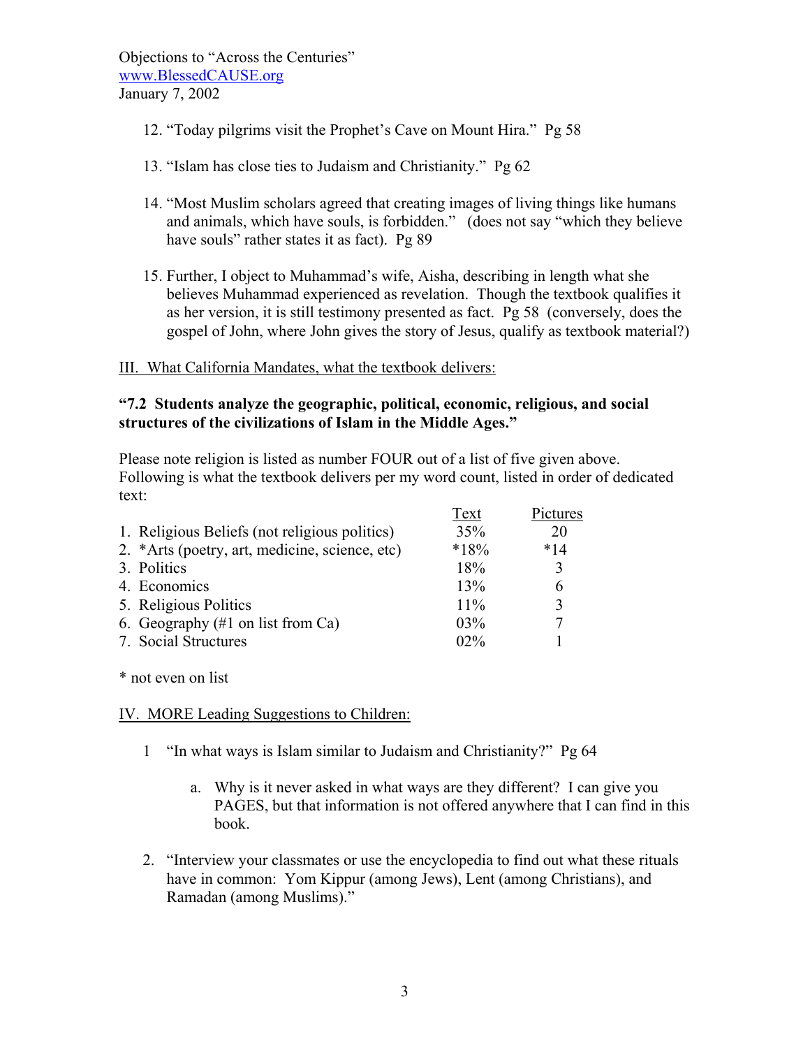Objections to "Across the Centuries"
www.BlessedCAUSE.org
January 7, 2002

12. "Today pilgrims visit the Prophet's Cave on Mount Hira." Pg 58

13. "Islam has close ties to Judaism and Christianity." Pg 62

14. "Most Muslim scholars agreed that creating images of living things like humans and animals, which have souls, is forbidden." (does not say "which they believe have souls" rather states it as fact). Pg 89

15. Further, I object to Muhammad's wife, Aisha, describing in length what she believes Muhammad experienced as revelation. Though the textbook qualifies it as her version, it is still testimony presented as fact. Pg 58 (conversely, does the gospel of John, where John gives the story of Jesus, qualify as textbook material?)

III. What California Mandates, what the textbook delivers:

**"7.2 Students analyze the geographic, political, economic, religious, and social structures of the civilizations of Islam in the Middle Ages."**

Please note religion is listed as number FOUR out of a list of five given above. Following is what the textbook delivers per my word count, listed in order of dedicated text:

| | Text | Pictures |
|---|---|---|
| 1. Religious Beliefs (not religious politics) | 35% | 20 |
| 2. *Arts (poetry, art, medicine, science, etc) | *18% | *14 |
| 3. Politics | 18% | 3 |
| 4. Economics | 13% | 6 |
| 5. Religious Politics | 11% | 3 |
| 6. Geography (#1 on list from Ca) | 03% | 7 |
| 7. Social Structures | 02% | 1 |

* not even on list

IV. MORE Leading Suggestions to Children:

1. "In what ways is Islam similar to Judaism and Christianity?" Pg 64

   a. Why is it never asked in what ways are they different? I can give you PAGES, but that information is not offered anywhere that I can find in this book.

2. "Interview your classmates or use the encyclopedia to find out what these rituals have in common: Yom Kippur (among Jews), Lent (among Christians), and Ramadan (among Muslims)."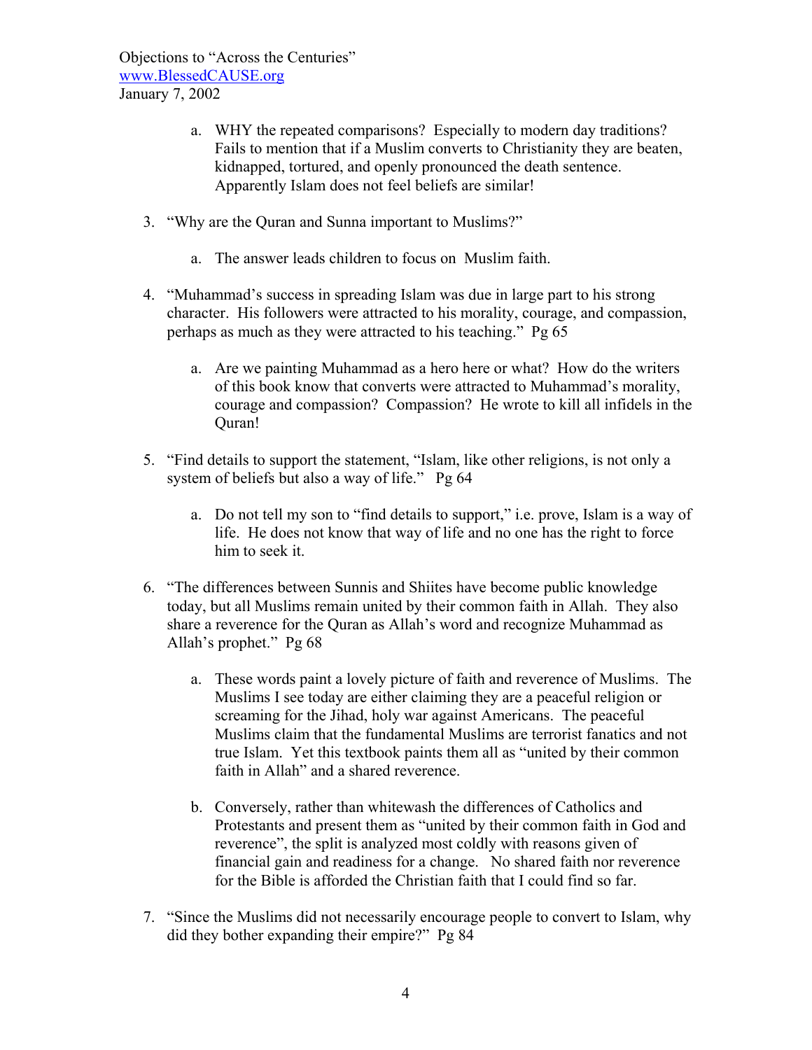a. WHY the repeated comparisons? Especially to modern day traditions? Fails to mention that if a Muslim converts to Christianity they are beaten, kidnapped, tortured, and openly pronounced the death sentence. Apparently Islam does not feel beliefs are similar!

3. "Why are the Quran and Sunna important to Muslims?"

   a. The answer leads children to focus on Muslim faith.

4. "Muhammad's success in spreading Islam was due in large part to his strong character. His followers were attracted to his morality, courage, and compassion, perhaps as much as they were attracted to his teaching." Pg 65

   a. Are we painting Muhammad as a hero here or what? How do the writers of this book know that converts were attracted to Muhammad's morality, courage and compassion? Compassion? He wrote to kill all infidels in the Quran!

5. "Find details to support the statement, "Islam, like other religions, is not only a system of beliefs but also a way of life." Pg 64

   a. Do not tell my son to "find details to support," i.e. prove, Islam is a way of life. He does not know that way of life and no one has the right to force him to seek it.

6. "The differences between Sunnis and Shiites have become public knowledge today, but all Muslims remain united by their common faith in Allah. They also share a reverence for the Quran as Allah's word and recognize Muhammad as Allah's prophet." Pg 68

   a. These words paint a lovely picture of faith and reverence of Muslims. The Muslims I see today are either claiming they are a peaceful religion or screaming for the Jihad, holy war against Americans. The peaceful Muslims claim that the fundamental Muslims are terrorist fanatics and not true Islam. Yet this textbook paints them all as "united by their common faith in Allah" and a shared reverence.

   b. Conversely, rather than whitewash the differences of Catholics and Protestants and present them as "united by their common faith in God and reverence", the split is analyzed most coldly with reasons given of financial gain and readiness for a change. No shared faith nor reverence for the Bible is afforded the Christian faith that I could find so far.

7. "Since the Muslims did not necessarily encourage people to convert to Islam, why did they bother expanding their empire?" Pg 84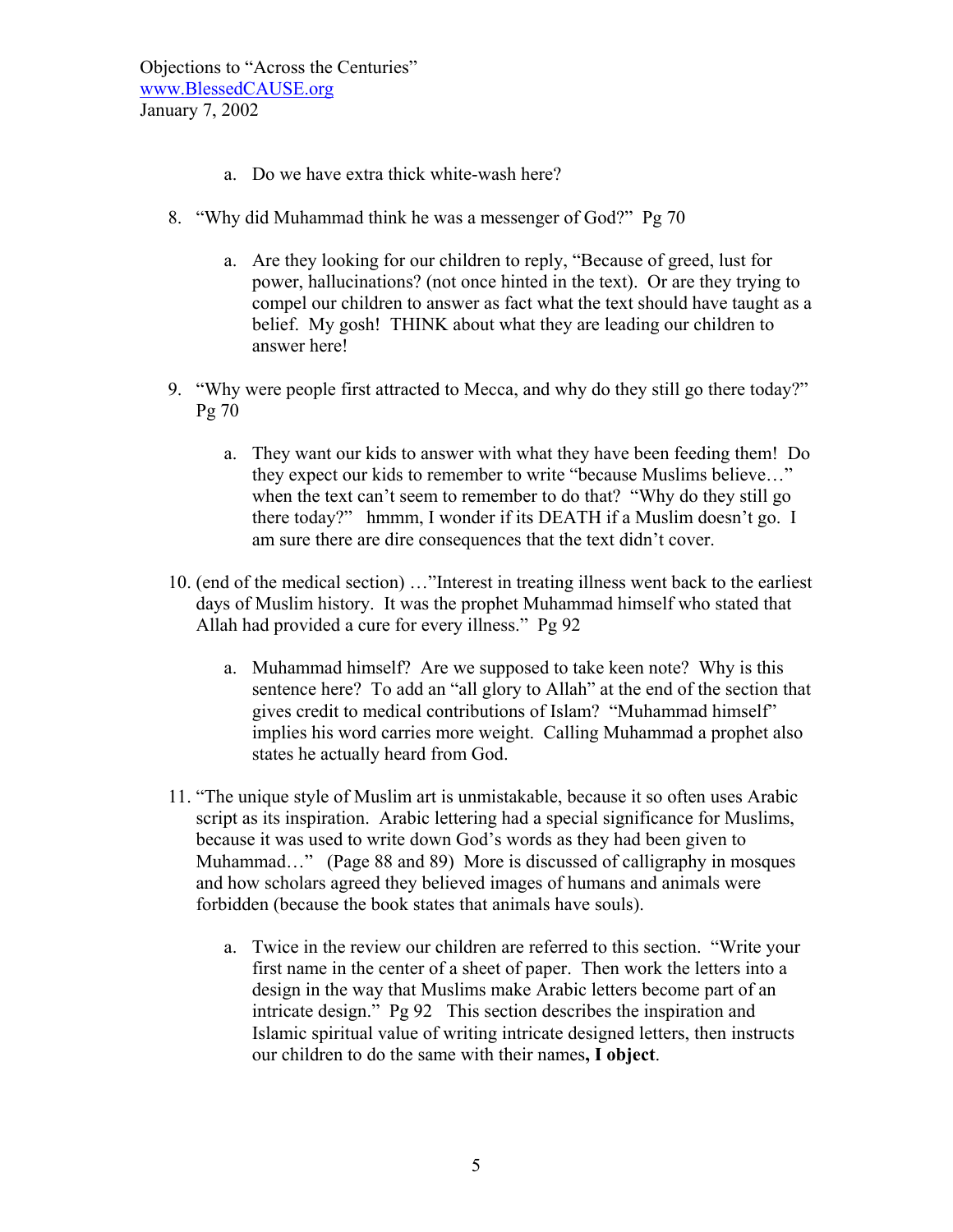a. Do we have extra thick white-wash here?

8. "Why did Muhammad think he was a messenger of God?" Pg 70

    a. Are they looking for our children to reply, "Because of greed, lust for power, hallucinations? (not once hinted in the text). Or are they trying to compel our children to answer as fact what the text should have taught as a belief. My gosh! THINK about what they are leading our children to answer here!

9. "Why were people first attracted to Mecca, and why do they still go there today?" Pg 70

    a. They want our kids to answer with what they have been feeding them! Do they expect our kids to remember to write "because Muslims believe…" when the text can't seem to remember to do that? "Why do they still go there today?" hmmm, I wonder if its DEATH if a Muslim doesn't go. I am sure there are dire consequences that the text didn't cover.

10. (end of the medical section) …"Interest in treating illness went back to the earliest days of Muslim history. It was the prophet Muhammad himself who stated that Allah had provided a cure for every illness." Pg 92

    a. Muhammad himself? Are we supposed to take keen note? Why is this sentence here? To add an "all glory to Allah" at the end of the section that gives credit to medical contributions of Islam? "Muhammad himself" implies his word carries more weight. Calling Muhammad a prophet also states he actually heard from God.

11. "The unique style of Muslim art is unmistakable, because it so often uses Arabic script as its inspiration. Arabic lettering had a special significance for Muslims, because it was used to write down God's words as they had been given to Muhammad…" (Page 88 and 89) More is discussed of calligraphy in mosques and how scholars agreed they believed images of humans and animals were forbidden (because the book states that animals have souls).

    a. Twice in the review our children are referred to this section. "Write your first name in the center of a sheet of paper. Then work the letters into a design in the way that Muslims make Arabic letters become part of an intricate design." Pg 92 This section describes the inspiration and Islamic spiritual value of writing intricate designed letters, then instructs our children to do the same with their names**, I object**.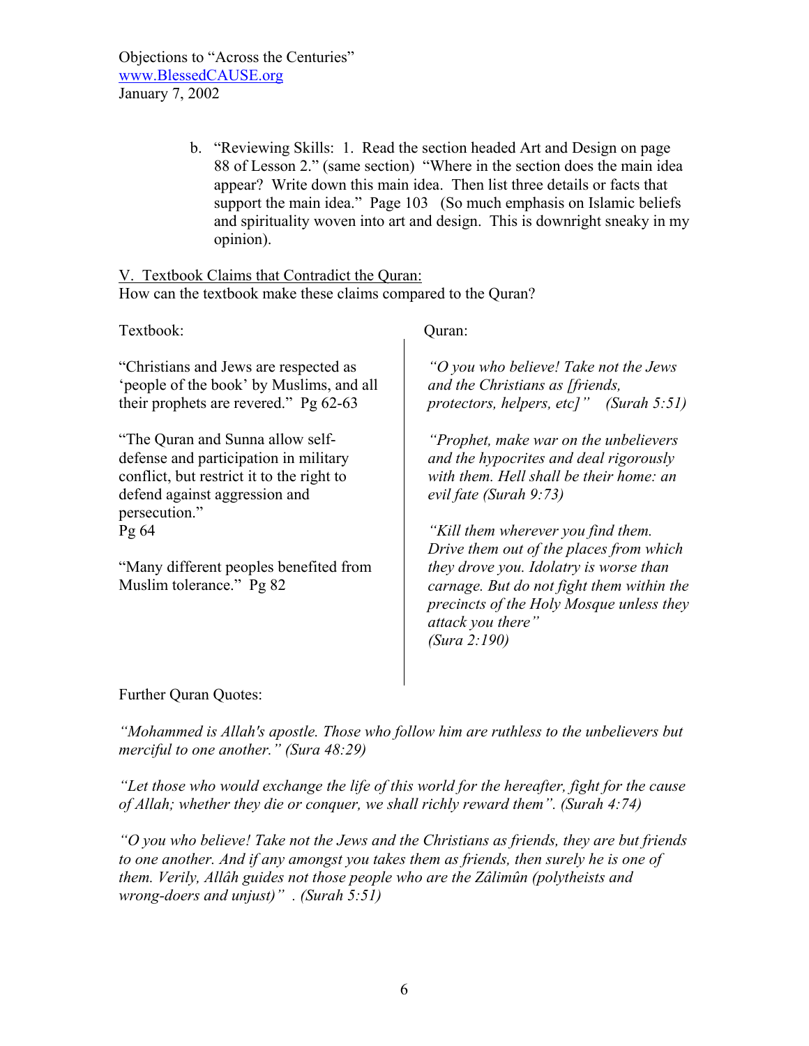b. "Reviewing Skills: 1. Read the section headed Art and Design on page 88 of Lesson 2." (same section) "Where in the section does the main idea appear? Write down this main idea. Then list three details or facts that support the main idea." Page 103 (So much emphasis on Islamic beliefs and spirituality woven into art and design. This is downright sneaky in my opinion).

V. Textbook Claims that Contradict the Quran:

How can the textbook make these claims compared to the Quran?

| Textbook: | Quran: |
|---|---|
| "Christians and Jews are respected as 'people of the book' by Muslims, and all their prophets are revered." Pg 62-63 | *"O you who believe! Take not the Jews and the Christians as [friends, protectors, helpers, etc]" (Surah 5:51)* |
| "The Quran and Sunna allow self-defense and participation in military conflict, but restrict it to the right to defend against aggression and persecution." Pg 64 | *"Prophet, make war on the unbelievers and the hypocrites and deal rigorously with them. Hell shall be their home: an evil fate (Surah 9:73)* |
| "Many different peoples benefited from Muslim tolerance." Pg 82 | *"Kill them wherever you find them. Drive them out of the places from which they drove you. Idolatry is worse than carnage. But do not fight them within the precincts of the Holy Mosque unless they attack you there" (Sura 2:190)* |

Further Quran Quotes:

*"Mohammed is Allah's apostle. Those who follow him are ruthless to the unbelievers but merciful to one another." (Sura 48:29)*

*"Let those who would exchange the life of this world for the hereafter, fight for the cause of Allah; whether they die or conquer, we shall richly reward them". (Surah 4:74)*

*"O you who believe! Take not the Jews and the Christians as friends, they are but friends to one another. And if any amongst you takes them as friends, then surely he is one of them. Verily, Allâh guides not those people who are the Zâlimûn (polytheists and wrong-doers and unjust)" . (Surah 5:51)*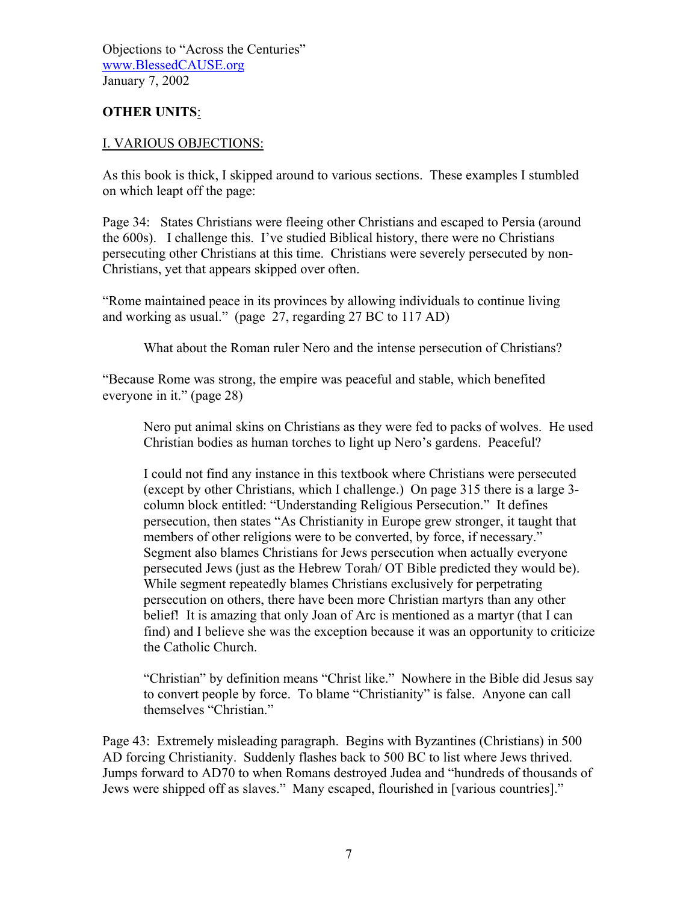Objections to "Across the Centuries"
www.BlessedCAUSE.org
January 7, 2002

**OTHER UNITS**:

I. VARIOUS OBJECTIONS:

As this book is thick, I skipped around to various sections. These examples I stumbled on which leapt off the page:

Page 34: States Christians were fleeing other Christians and escaped to Persia (around the 600s). I challenge this. I've studied Biblical history, there were no Christians persecuting other Christians at this time. Christians were severely persecuted by non-Christians, yet that appears skipped over often.

"Rome maintained peace in its provinces by allowing individuals to continue living and working as usual." (page 27, regarding 27 BC to 117 AD)

> What about the Roman ruler Nero and the intense persecution of Christians?

"Because Rome was strong, the empire was peaceful and stable, which benefited everyone in it." (page 28)

> Nero put animal skins on Christians as they were fed to packs of wolves. He used Christian bodies as human torches to light up Nero's gardens. Peaceful?
>
> I could not find any instance in this textbook where Christians were persecuted (except by other Christians, which I challenge.) On page 315 there is a large 3-column block entitled: "Understanding Religious Persecution." It defines persecution, then states "As Christianity in Europe grew stronger, it taught that members of other religions were to be converted, by force, if necessary." Segment also blames Christians for Jews persecution when actually everyone persecuted Jews (just as the Hebrew Torah/ OT Bible predicted they would be). While segment repeatedly blames Christians exclusively for perpetrating persecution on others, there have been more Christian martyrs than any other belief! It is amazing that only Joan of Arc is mentioned as a martyr (that I can find) and I believe she was the exception because it was an opportunity to criticize the Catholic Church.
>
> "Christian" by definition means "Christ like." Nowhere in the Bible did Jesus say to convert people by force. To blame "Christianity" is false. Anyone can call themselves "Christian."

Page 43: Extremely misleading paragraph. Begins with Byzantines (Christians) in 500 AD forcing Christianity. Suddenly flashes back to 500 BC to list where Jews thrived. Jumps forward to AD70 to when Romans destroyed Judea and "hundreds of thousands of Jews were shipped off as slaves." Many escaped, flourished in [various countries]."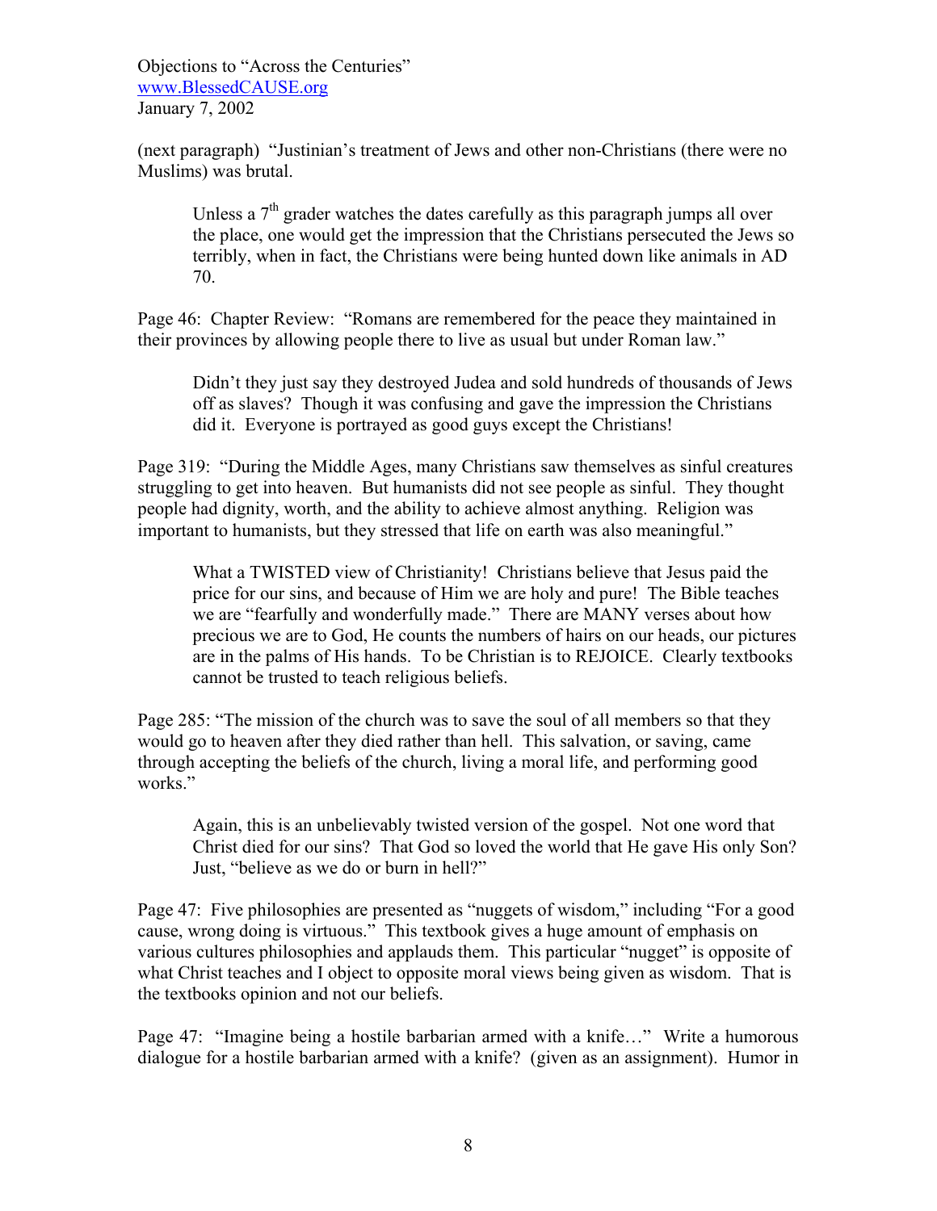(next paragraph) "Justinian's treatment of Jews and other non-Christians (there were no Muslims) was brutal.

> Unless a 7th grader watches the dates carefully as this paragraph jumps all over the place, one would get the impression that the Christians persecuted the Jews so terribly, when in fact, the Christians were being hunted down like animals in AD 70.

Page 46: Chapter Review: "Romans are remembered for the peace they maintained in their provinces by allowing people there to live as usual but under Roman law."

> Didn't they just say they destroyed Judea and sold hundreds of thousands of Jews off as slaves? Though it was confusing and gave the impression the Christians did it. Everyone is portrayed as good guys except the Christians!

Page 319: "During the Middle Ages, many Christians saw themselves as sinful creatures struggling to get into heaven. But humanists did not see people as sinful. They thought people had dignity, worth, and the ability to achieve almost anything. Religion was important to humanists, but they stressed that life on earth was also meaningful."

> What a TWISTED view of Christianity! Christians believe that Jesus paid the price for our sins, and because of Him we are holy and pure! The Bible teaches we are "fearfully and wonderfully made." There are MANY verses about how precious we are to God, He counts the numbers of hairs on our heads, our pictures are in the palms of His hands. To be Christian is to REJOICE. Clearly textbooks cannot be trusted to teach religious beliefs.

Page 285: "The mission of the church was to save the soul of all members so that they would go to heaven after they died rather than hell. This salvation, or saving, came through accepting the beliefs of the church, living a moral life, and performing good works."

> Again, this is an unbelievably twisted version of the gospel. Not one word that Christ died for our sins? That God so loved the world that He gave His only Son? Just, "believe as we do or burn in hell?"

Page 47: Five philosophies are presented as "nuggets of wisdom," including "For a good cause, wrong doing is virtuous." This textbook gives a huge amount of emphasis on various cultures philosophies and applauds them. This particular "nugget" is opposite of what Christ teaches and I object to opposite moral views being given as wisdom. That is the textbooks opinion and not our beliefs.

Page 47: "Imagine being a hostile barbarian armed with a knife…" Write a humorous dialogue for a hostile barbarian armed with a knife? (given as an assignment). Humor in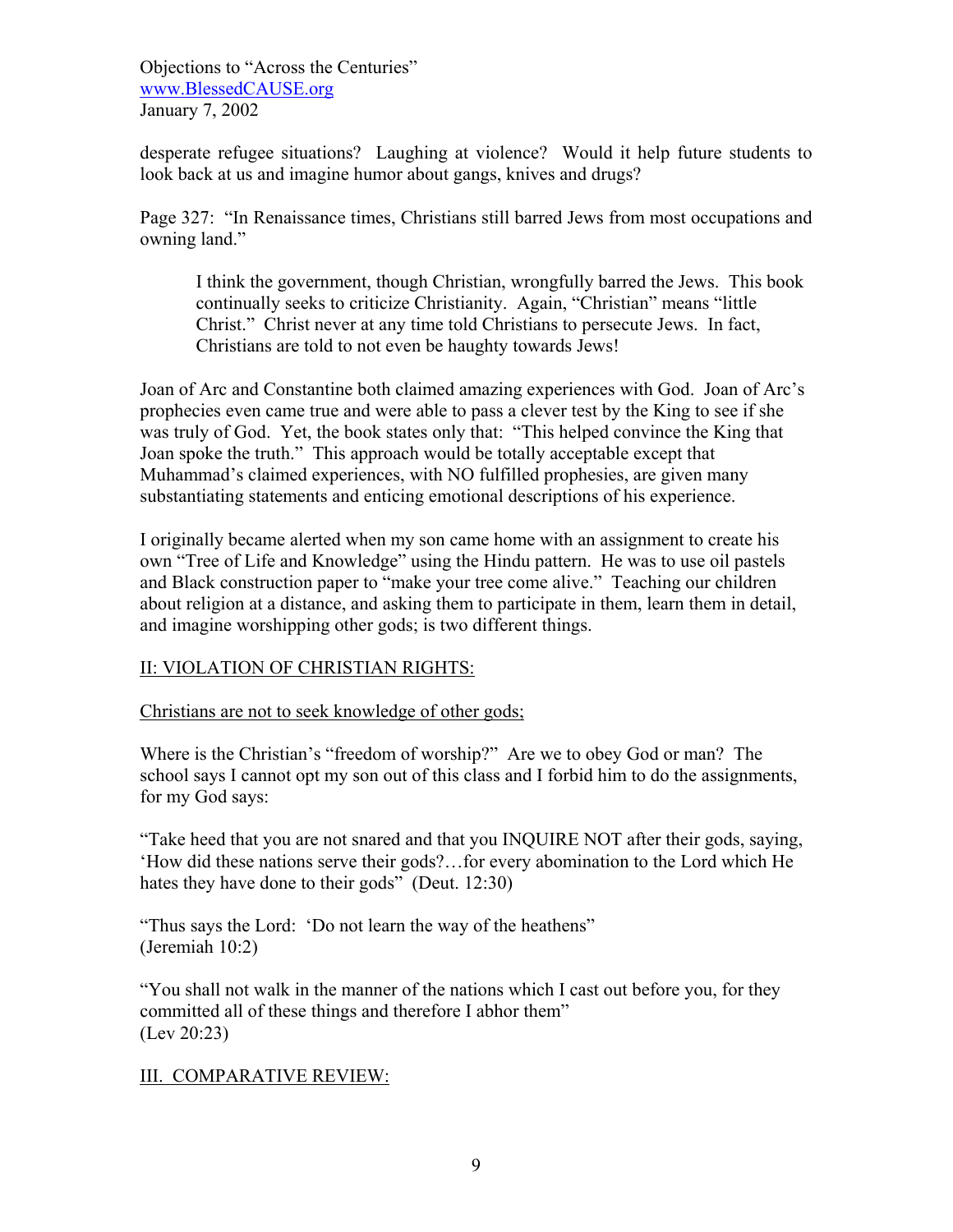desperate refugee situations? Laughing at violence? Would it help future students to look back at us and imagine humor about gangs, knives and drugs?

Page 327: "In Renaissance times, Christians still barred Jews from most occupations and owning land."

> I think the government, though Christian, wrongfully barred the Jews. This book continually seeks to criticize Christianity. Again, "Christian" means "little Christ." Christ never at any time told Christians to persecute Jews. In fact, Christians are told to not even be haughty towards Jews!

Joan of Arc and Constantine both claimed amazing experiences with God. Joan of Arc's prophecies even came true and were able to pass a clever test by the King to see if she was truly of God. Yet, the book states only that: "This helped convince the King that Joan spoke the truth." This approach would be totally acceptable except that Muhammad's claimed experiences, with NO fulfilled prophesies, are given many substantiating statements and enticing emotional descriptions of his experience.

I originally became alerted when my son came home with an assignment to create his own "Tree of Life and Knowledge" using the Hindu pattern. He was to use oil pastels and Black construction paper to "make your tree come alive." Teaching our children about religion at a distance, and asking them to participate in them, learn them in detail, and imagine worshipping other gods; is two different things.

<u>II: VIOLATION OF CHRISTIAN RIGHTS:</u>

<u>Christians are not to seek knowledge of other gods;</u>

Where is the Christian's "freedom of worship?" Are we to obey God or man? The school says I cannot opt my son out of this class and I forbid him to do the assignments, for my God says:

"Take heed that you are not snared and that you INQUIRE NOT after their gods, saying, 'How did these nations serve their gods?…for every abomination to the Lord which He hates they have done to their gods" (Deut. 12:30)

"Thus says the Lord: 'Do not learn the way of the heathens"
(Jeremiah 10:2)

"You shall not walk in the manner of the nations which I cast out before you, for they committed all of these things and therefore I abhor them"
(Lev 20:23)

<u>III. COMPARATIVE REVIEW:</u>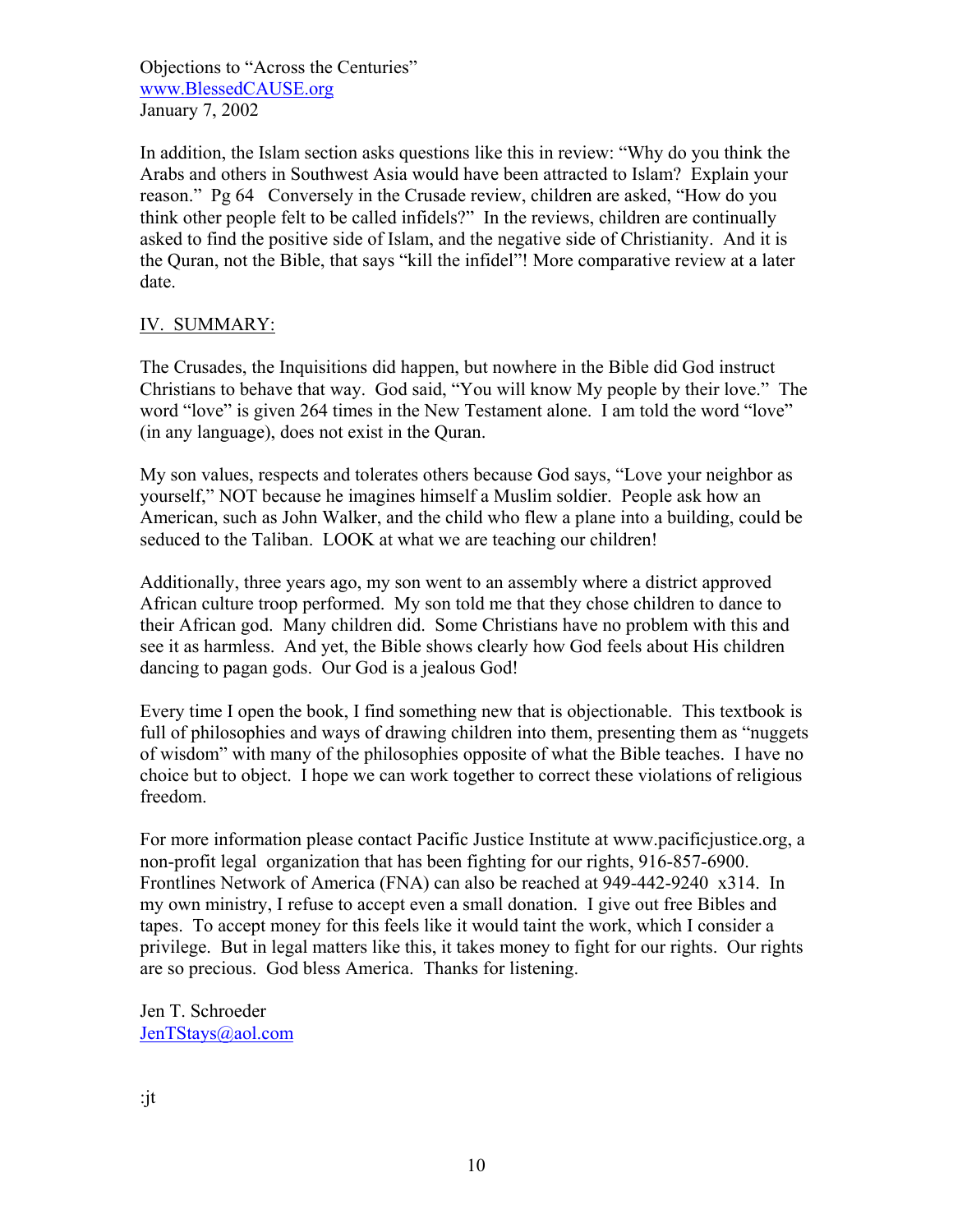Objections to "Across the Centuries"
www.BlessedCAUSE.org
January 7, 2002

In addition, the Islam section asks questions like this in review: "Why do you think the Arabs and others in Southwest Asia would have been attracted to Islam? Explain your reason." Pg 64 Conversely in the Crusade review, children are asked, "How do you think other people felt to be called infidels?" In the reviews, children are continually asked to find the positive side of Islam, and the negative side of Christianity. And it is the Quran, not the Bible, that says "kill the infidel"! More comparative review at a later date.

IV. SUMMARY:

The Crusades, the Inquisitions did happen, but nowhere in the Bible did God instruct Christians to behave that way. God said, "You will know My people by their love." The word "love" is given 264 times in the New Testament alone. I am told the word "love" (in any language), does not exist in the Quran.

My son values, respects and tolerates others because God says, "Love your neighbor as yourself," NOT because he imagines himself a Muslim soldier. People ask how an American, such as John Walker, and the child who flew a plane into a building, could be seduced to the Taliban. LOOK at what we are teaching our children!

Additionally, three years ago, my son went to an assembly where a district approved African culture troop performed. My son told me that they chose children to dance to their African god. Many children did. Some Christians have no problem with this and see it as harmless. And yet, the Bible shows clearly how God feels about His children dancing to pagan gods. Our God is a jealous God!

Every time I open the book, I find something new that is objectionable. This textbook is full of philosophies and ways of drawing children into them, presenting them as "nuggets of wisdom" with many of the philosophies opposite of what the Bible teaches. I have no choice but to object. I hope we can work together to correct these violations of religious freedom.

For more information please contact Pacific Justice Institute at www.pacificjustice.org, a non-profit legal organization that has been fighting for our rights, 916-857-6900. Frontlines Network of America (FNA) can also be reached at 949-442-9240 x314. In my own ministry, I refuse to accept even a small donation. I give out free Bibles and tapes. To accept money for this feels like it would taint the work, which I consider a privilege. But in legal matters like this, it takes money to fight for our rights. Our rights are so precious. God bless America. Thanks for listening.

Jen T. Schroeder
JenTStays@aol.com

:jt